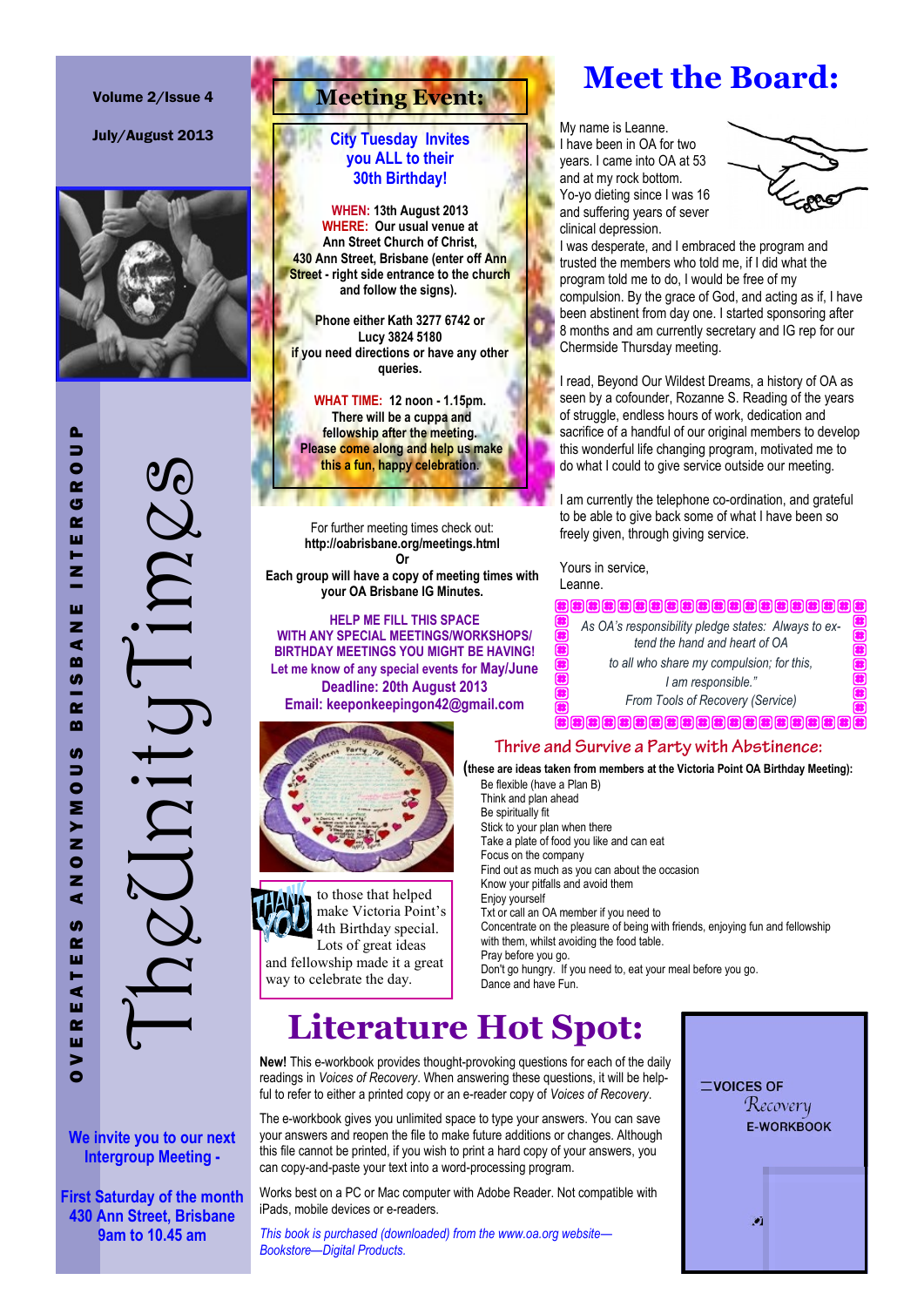Volume 2/Issue 4

July/August 2013

# TheUnityTimes

OVEREATERS ANONYMOUS BRISBANE INTERGROUP

We invite you to our next Intergroup Meeting -

First Saturday of the month
430 Ann Street, Brisbane
9am to 10.45 am

## Meeting Event:

**City Tuesday Invites you ALL to their 30th Birthday!**

**WHEN:** 13th August 2013
**WHERE:** Our usual venue at Ann Street Church of Christ, 430 Ann Street, Brisbane (enter off Ann Street - right side entrance to the church and follow the signs).

Phone either Kath 3277 6742 or Lucy 3824 5180 if you need directions or have any other queries.

**WHAT TIME:** 12 noon - 1.15pm.
There will be a cuppa and fellowship after the meeting.
Please come along and help us make this a fun, happy celebration.

For further meeting times check out:
**http://oabrisbane.org/meetings.html**
**Or**
**Each group will have a copy of meeting times with your OA Brisbane IG Minutes.**

**HELP ME FILL THIS SPACE WITH ANY SPECIAL MEETINGS/WORKSHOPS/ BIRTHDAY MEETINGS YOU MIGHT BE HAVING!**
**Let me know of any special events for May/June**
**Deadline: 20th August 2013**
**Email: keeponkeepingon42@gmail.com**

THANK YOU to those that helped make Victoria Point's 4th Birthday special. Lots of great ideas and fellowship made it a great way to celebrate the day.

# Meet the Board:

My name is Leanne.
I have been in OA for two years. I came into OA at 53 and at my rock bottom. Yo-yo dieting since I was 16 and suffering years of sever clinical depression.
I was desperate, and I embraced the program and trusted the members who told me, if I did what the program told me to do, I would be free of my compulsion. By the grace of God, and acting as if, I have been abstinent from day one. I started sponsoring after 8 months and am currently secretary and IG rep for our Chermside Thursday meeting.

I read, Beyond Our Wildest Dreams, a history of OA as seen by a cofounder, Rozanne S. Reading of the years of struggle, endless hours of work, dedication and sacrifice of a handful of our original members to develop this wonderful life changing program, motivated me to do what I could to give service outside our meeting.

I am currently the telephone co-ordination, and grateful to be able to give back some of what I have been so freely given, through giving service.

Yours in service,
Leanne.

*As OA's responsibility pledge states: Always to extend the hand and heart of OA to all who share my compulsion; for this, I am responsible."*
*From Tools of Recovery (Service)*

## Thrive and Survive a Party with Abstinence:

**(these are ideas taken from members at the Victoria Point OA Birthday Meeting):**

- Be flexible (have a Plan B)
- Think and plan ahead
- Be spiritually fit
- Stick to your plan when there
- Take a plate of food you like and can eat
- Focus on the company
- Find out as much as you can about the occasion
- Know your pitfalls and avoid them
- Enjoy yourself
- Txt or call an OA member if you need to
- Concentrate on the pleasure of being with friends, enjoying fun and fellowship with them, whilst avoiding the food table.
- Pray before you go.
- Don't go hungry. If you need to, eat your meal before you go.
- Dance and have Fun.

# Literature Hot Spot:

**New!** This e-workbook provides thought-provoking questions for each of the daily readings in *Voices of Recovery*. When answering these questions, it will be helpful to refer to either a printed copy or an e-reader copy of *Voices of Recovery*.

The e-workbook gives you unlimited space to type your answers. You can save your answers and reopen the file to make future additions or changes. Although this file cannot be printed, if you wish to print a hard copy of your answers, you can copy-and-paste your text into a word-processing program.

Works best on a PC or Mac computer with Adobe Reader. Not compatible with iPads, mobile devices or e-readers.

*This book is purchased (downloaded) from the www.oa.org website—Bookstore—Digital Products.*

VOICES OF Recovery E-WORKBOOK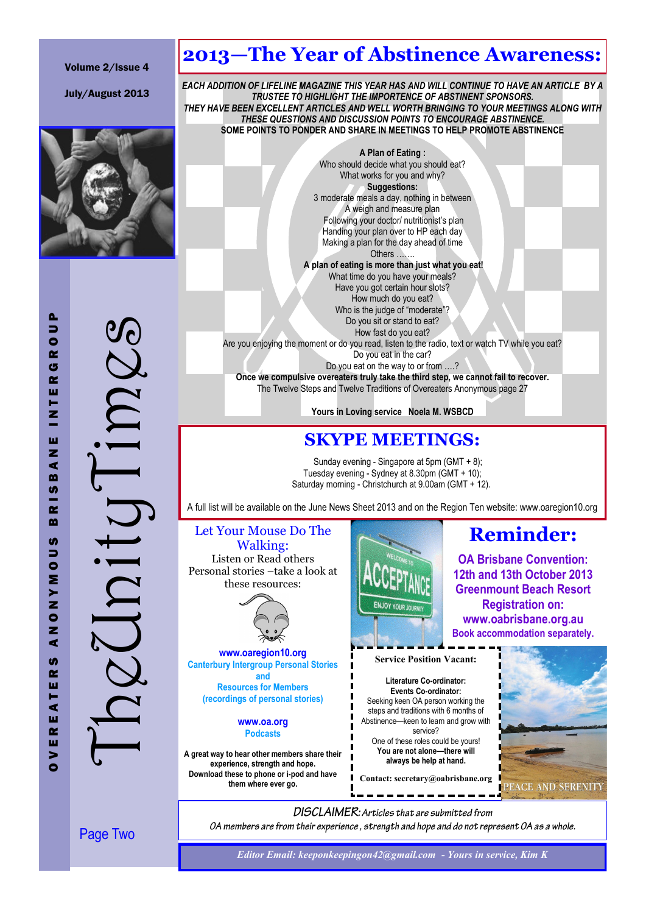# 2013—The Year of Abstinence Awareness:

***EACH ADDITION OF LIFELINE MAGAZINE THIS YEAR HAS AND WILL CONTINUE TO HAVE AN ARTICLE BY A TRUSTEE TO HIGHLIGHT THE IMPORTENCE OF ABSTINENT SPONSORS.***
***THEY HAVE BEEN EXCELLENT ARTICLES AND WELL WORTH BRINGING TO YOUR MEETINGS ALONG WITH THESE QUESTIONS AND DISCUSSION POINTS TO ENCOURAGE ABSTINENCE.***
**SOME POINTS TO PONDER AND SHARE IN MEETINGS TO HELP PROMOTE ABSTINENCE**

**A Plan of Eating :**
Who should decide what you should eat?
What works for you and why?

**Suggestions:**
3 moderate meals a day, nothing in between
A weigh and measure plan
Following your doctor/ nutritionist's plan
Handing your plan over to HP each day
Making a plan for the day ahead of time
Others …….

**A plan of eating is more than just what you eat!**
What time do you have your meals?
Have you got certain hour slots?
How much do you eat?
Who is the judge of "moderate"?
Do you sit or stand to eat?
How fast do you eat?
Are you enjoying the moment or do you read, listen to the radio, text or watch TV while you eat?
Do you eat in the car?
Do you eat on the way to or from ….?

**Once we compulsive overeaters truly take the third step, we cannot fail to recover.**
The Twelve Steps and Twelve Traditions of Overeaters Anonymous page 27

**Yours in Loving service Noela M. WSBCD**

## SKYPE MEETINGS:

Sunday evening - Singapore at 5pm (GMT + 8);
Tuesday evening - Sydney at 8.30pm (GMT + 10);
Saturday morning - Christchurch at 9.00am (GMT + 12).

A full list will be available on the June News Sheet 2013 and on the Region Ten website: www.oaregion10.org

## Let Your Mouse Do The Walking:

Listen or Read others
Personal stories –take a look at these resources:

**www.oaregion10.org**
**Canterbury Intergroup Personal Stories**
**and**
**Resources for Members**
**(recordings of personal stories)**

**www.oa.org**
**Podcasts**

**A great way to hear other members share their experience, strength and hope.**
**Download these to phone or i-pod and have them where ever go.**

## Reminder:

**OA Brisbane Convention:**
**12th and 13th October 2013**
**Greenmount Beach Resort**
**Registration on:**
**www.oabrisbane.org.au**
**Book accommodation separately.**

**Service Position Vacant:**

**Literature Co-ordinator:**
**Events Co-ordinator:**
Seeking keen OA person working the steps and traditions with 6 months of Abstinence—keen to learn and grow with service?
One of these roles could be yours!
**You are not alone—there will always be help at hand.**

**Contact: secretary@oabrisbane.org**

PEACE AND SERENITY

*DISCLAIMER: Articles that are submitted from OA members are from their experience, strength and hope and do not represent OA as a whole.*

*Editor Email: keeponkeepingon42@gmail.com - Yours in service, Kim K*